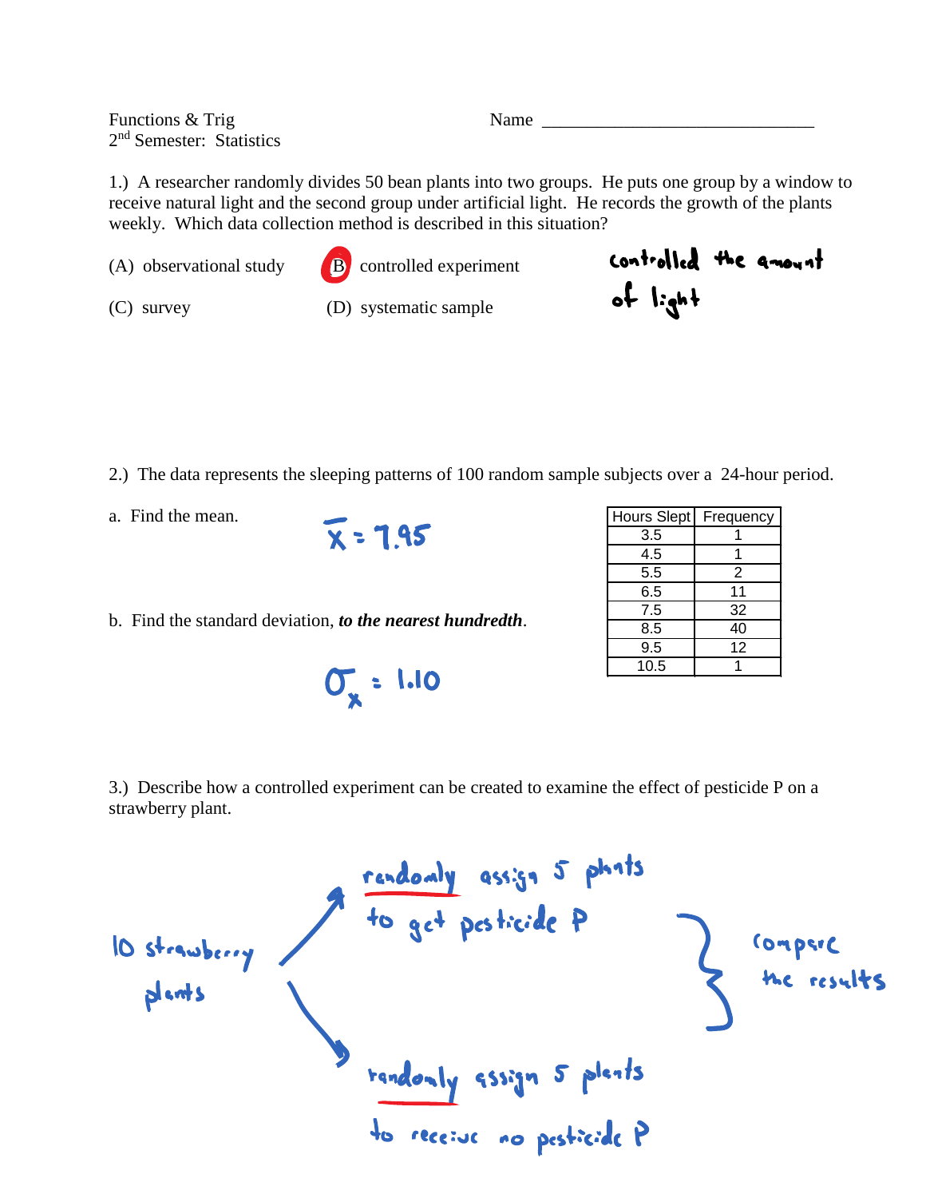Functions & Trig
2nd Semester: Statistics

Name ______________________________

1.) A researcher randomly divides 50 bean plants into two groups. He puts one group by a window to receive natural light and the second group under artificial light. He records the growth of the plants weekly. Which data collection method is described in this situation?

(A) observational study

(B) controlled experiment ✔

(C) survey

(D) systematic sample

controlled the amount of light

2.) The data represents the sleeping patterns of 100 random sample subjects over a 24-hour period.

| Hours Slept | Frequency |
|---|---|
| 3.5 | 1 |
| 4.5 | 1 |
| 5.5 | 2 |
| 6.5 | 11 |
| 7.5 | 32 |
| 8.5 | 40 |
| 9.5 | 12 |
| 10.5 | 1 |

a. Find the mean.

$\bar{x} = 7.95$

b. Find the standard deviation, ***to the nearest hundredth***.

$\sigma_x = 1.10$

3.) Describe how a controlled experiment can be created to examine the effect of pesticide P on a strawberry plant.

10 strawberry plants →

- randomly assign 5 plants to get pesticide P
- randomly assign 5 plants to receive no pesticide P

} compare the results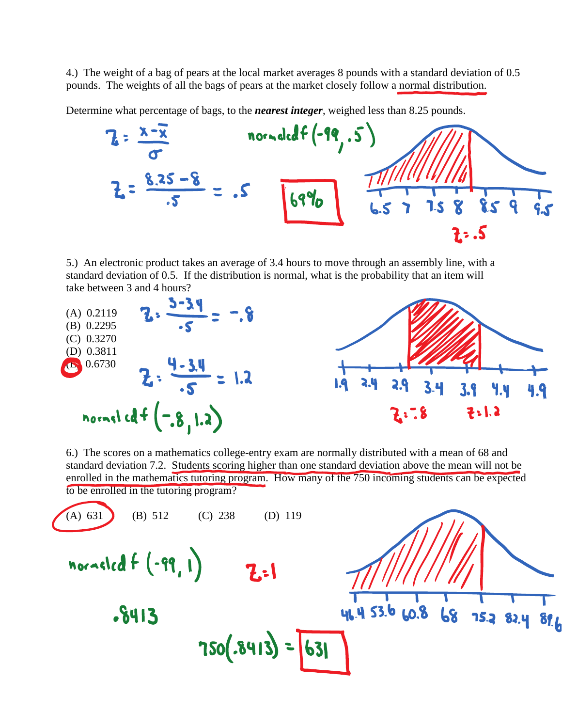4.) The weight of a bag of pears at the local market averages 8 pounds with a standard deviation of 0.5 pounds. The weights of all the bags of pears at the market closely follow a normal distribution.

Determine what percentage of bags, to the ***nearest integer***, weighed less than 8.25 pounds.

$$z = \frac{x - \bar{x}}{\sigma}$$

$$z = \frac{8.25 - 8}{.5} = .5$$

normalcdf(-99, .5)

69%

6.5 7 7.5 8 8.5 9 9.5

z = .5

5.) An electronic product takes an average of 3.4 hours to move through an assembly line, with a standard deviation of 0.5. If the distribution is normal, what is the probability that an item will take between 3 and 4 hours?

(A) 0.2119
(B) 0.2295
(C) 0.3270
(D) 0.3811
(E) 0.6730

$$z = \frac{3 - 3.4}{.5} = -.8$$

$$z = \frac{4 - 3.4}{.5} = 1.2$$

normalcdf(-.8, 1.2)

1.9 2.4 2.9 3.4 3.9 4.4 4.9

z = -.8 z = 1.2

6.) The scores on a mathematics college-entry exam are normally distributed with a mean of 68 and standard deviation 7.2. Students scoring higher than one standard deviation above the mean will not be enrolled in the mathematics tutoring program. How many of the 750 incoming students can be expected to be enrolled in the tutoring program?

(A) 631 (B) 512 (C) 238 (D) 119

normalcdf(-99, 1)

z = 1

.8413

$$750(.8413) = 631$$

46.4 53.6 60.8 68 75.2 82.4 89.6